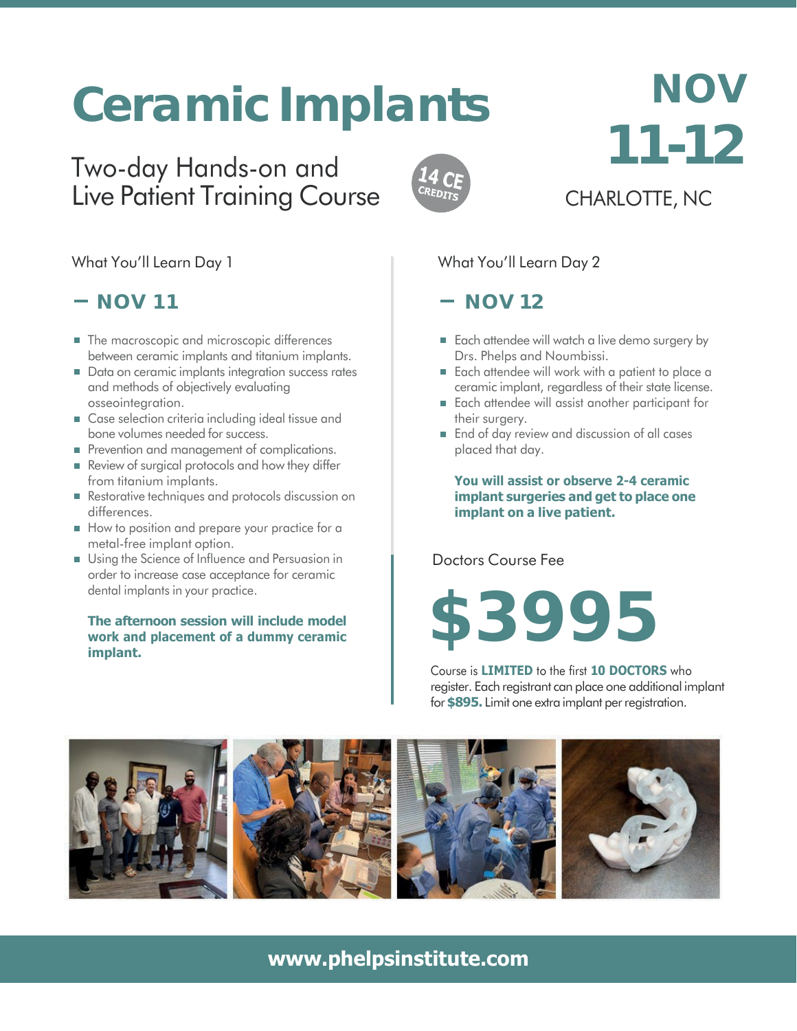# Ceramic Implants

## Two-day Hands-on and Live Patient Training Course

14 CE CREDITS

**NOV 11-12**

CHARLOTTE, NC

What You'll Learn Day 1

### – NOV 11

- The macroscopic and microscopic differences between ceramic implants and titanium implants.
- Data on ceramic implants integration success rates and methods of objectively evaluating osseointegration.
- Case selection criteria including ideal tissue and bone volumes needed for success.
- Prevention and management of complications.
- Review of surgical protocols and how they differ from titanium implants.
- Restorative techniques and protocols discussion on differences.
- How to position and prepare your practice for a metal-free implant option.
- Using the Science of Influence and Persuasion in order to increase case acceptance for ceramic dental implants in your practice.

**The afternoon session will include model work and placement of a dummy ceramic implant.**

What You'll Learn Day 2

### – NOV 12

- Each attendee will watch a live demo surgery by Drs. Phelps and Noumbissi.
- Each attendee will work with a patient to place a ceramic implant, regardless of their state license.
- Each attendee will assist another participant for their surgery.
- End of day review and discussion of all cases placed that day.

**You will assist or observe 2-4 ceramic implant surgeries and get to place one implant on a live patient.**

Doctors Course Fee

# $3995

Course is **LIMITED** to the first **10 DOCTORS** who register. Each registrant can place one additional implant for **$895.** Limit one extra implant per registration.

**www.phelpsinstitute.com**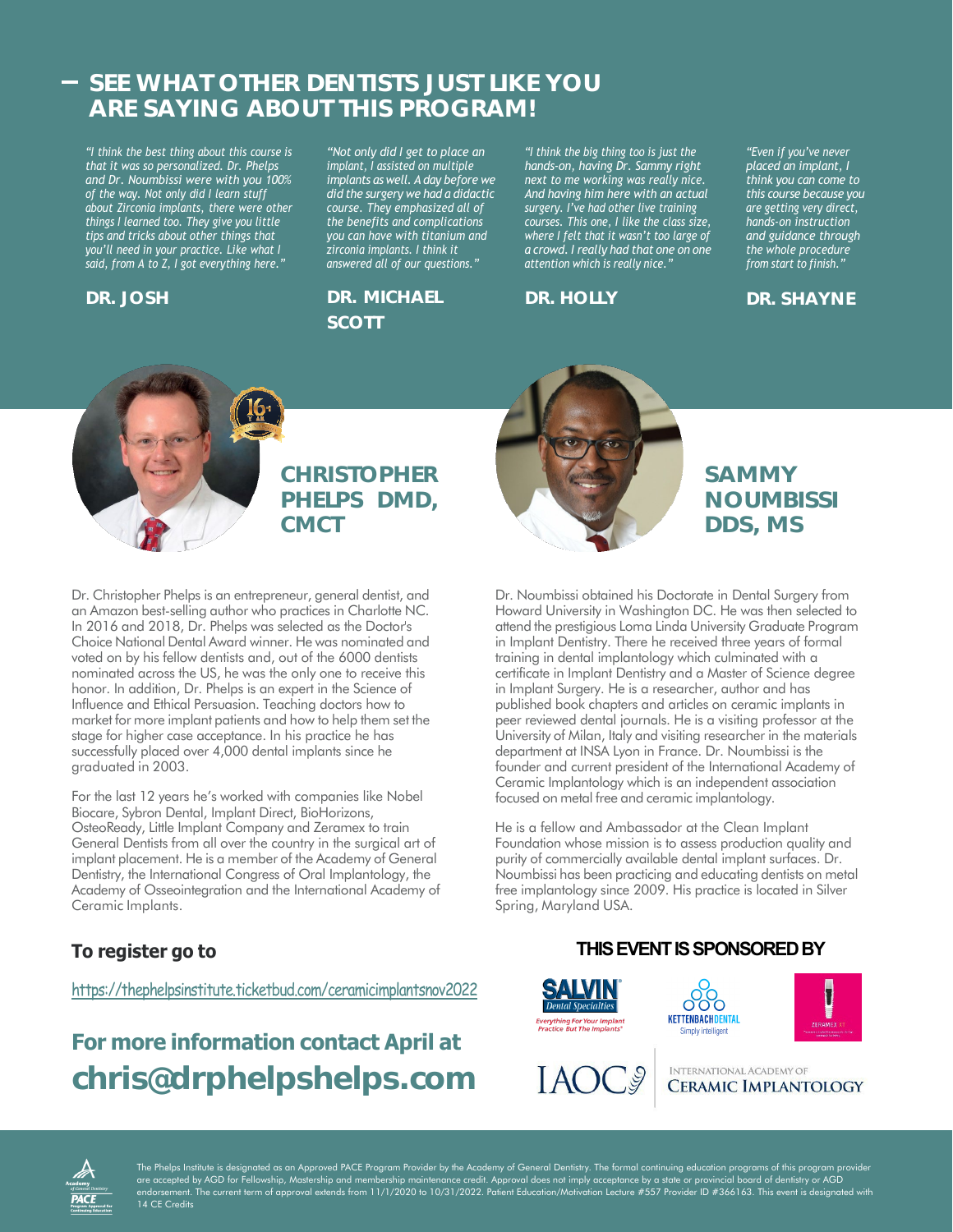## SEE WHAT OTHER DENTISTS JUST LIKE YOU ARE SAYING ABOUT THIS PROGRAM!

*"I think the best thing about this course is that it was so personalized. Dr. Phelps and Dr. Noumbissi were with you 100% of the way. Not only did I learn stuff about Zirconia implants, there were other things I learned too. They give you little tips and tricks about other things that you'll need in your practice. Like what I said, from A to Z, I got everything here."*

**DR. JOSH**

*"Not only did I get to place an implant, I assisted on multiple implants as well. A day before we did the surgery we had a didactic course. They emphasized all of the benefits and complications you can have with titanium and zirconia implants. I think it answered all of our questions."*

**DR. MICHAEL SCOTT**

*"I think the big thing too is just the hands-on, having Dr. Sammy right next to me working was really nice. And having him here with an actual surgery. I've had other live training courses. This one, I like the class size, where I felt that it wasn't too large of a crowd. I really had that one on one attention which is really nice."*

**DR. HOLLY**

*"Even if you've never placed an implant, I think you can come to this course because you are getting very direct, hands-on instruction and guidance through the whole procedure from start to finish."*

**DR. SHAYNE**

## CHRISTOPHER PHELPS DMD, CMCT

Dr. Christopher Phelps is an entrepreneur, general dentist, and an Amazon best-selling author who practices in Charlotte NC. In 2016 and 2018, Dr. Phelps was selected as the Doctor's Choice National Dental Award winner. He was nominated and voted on by his fellow dentists and, out of the 6000 dentists nominated across the US, he was the only one to receive this honor. In addition, Dr. Phelps is an expert in the Science of Influence and Ethical Persuasion. Teaching doctors how to market for more implant patients and how to help them set the stage for higher case acceptance. In his practice he has successfully placed over 4,000 dental implants since he graduated in 2003.

For the last 12 years he's worked with companies like Nobel Biocare, Sybron Dental, Implant Direct, BioHorizons, OsteoReady, Little Implant Company and Zeramex to train General Dentists from all over the country in the surgical art of implant placement. He is a member of the Academy of General Dentistry, the International Congress of Oral Implantology, the Academy of Osseointegration and the International Academy of Ceramic Implants.

## SAMMY NOUMBISSI DDS, MS

Dr. Noumbissi obtained his Doctorate in Dental Surgery from Howard University in Washington DC. He was then selected to attend the prestigious Loma Linda University Graduate Program in Implant Dentistry. There he received three years of formal training in dental implantology which culminated with a certificate in Implant Dentistry and a Master of Science degree in Implant Surgery. He is a researcher, author and has published book chapters and articles on ceramic implants in peer reviewed dental journals. He is a visiting professor at the University of Milan, Italy and visiting researcher in the materials department at INSA Lyon in France. Dr. Noumbissi is the founder and current president of the International Academy of Ceramic Implantology which is an independent association focused on metal free and ceramic implantology.

He is a fellow and Ambassador at the Clean Implant Foundation whose mission is to assess production quality and purity of commercially available dental implant surfaces. Dr. Noumbissi has been practicing and educating dentists on metal free implantology since 2009. His practice is located in Silver Spring, Maryland USA.

### To register go to

https://thephelpsinstitute.ticketbud.com/ceramicimplantsnov2022

## For more information contact April at chris@drphelpshelps.com

### THIS EVENT IS SPONSORED BY

SALVIN Dental Specialties — Everything For Your Implant Practice But The Implants®

KETTENBACH DENTAL — Simply intelligent

ZERAMEX XT

IAOCI — INTERNATIONAL ACADEMY OF CERAMIC IMPLANTOLOGY

The Phelps Institute is designated as an Approved PACE Program Provider by the Academy of General Dentistry. The formal continuing education programs of this program provider are accepted by AGD for Fellowship, Mastership and membership maintenance credit. Approval does not imply acceptance by a state or provincial board of dentistry or AGD endorsement. The current term of approval extends from 11/1/2020 to 10/31/2022. Patient Education/Motivation Lecture #557 Provider ID #366163. This event is designated with 14 CE Credits